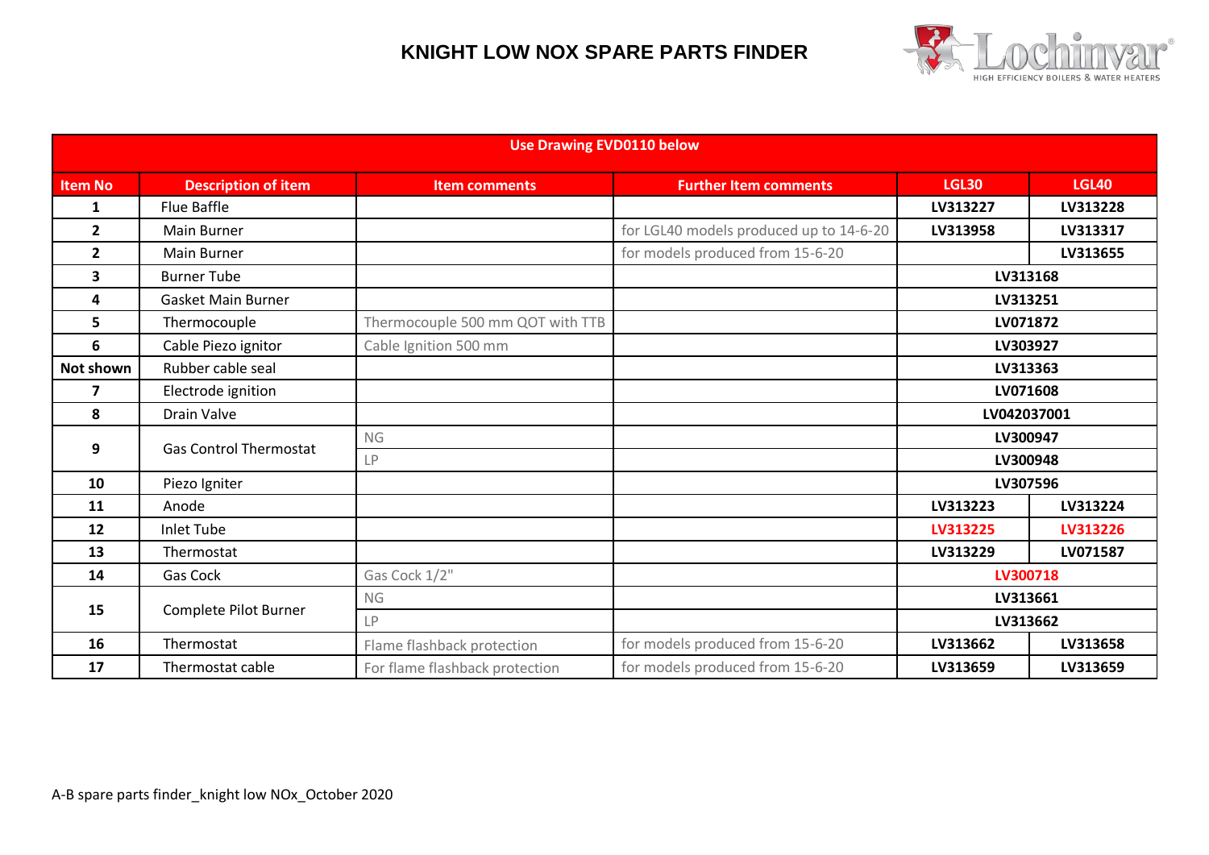# KNIGHT LOW NOX SPARE PARTS FINDER

| Use Drawing EVD0110 below | | | | | |
|---|---|---|---|---|---|
| **Item No** | **Description of item** | **Item comments** | **Further Item comments** | **LGL30** | **LGL40** |
| 1 | Flue Baffle | | | LV313227 | LV313228 |
| 2 | Main Burner | | for LGL40 models produced up to 14-6-20 | LV313958 | LV313317 |
| 2 | Main Burner | | for models produced from 15-6-20 | | LV313655 |
| 3 | Burner Tube | | | LV313168 | |
| 4 | Gasket Main Burner | | | LV313251 | |
| 5 | Thermocouple | Thermocouple 500 mm QOT with TTB | | LV071872 | |
| 6 | Cable Piezo ignitor | Cable Ignition 500 mm | | LV303927 | |
| Not shown | Rubber cable seal | | | LV313363 | |
| 7 | Electrode ignition | | | LV071608 | |
| 8 | Drain Valve | | | LV042037001 | |
| 9 | Gas Control Thermostat | NG | | LV300947 | |
| | | LP | | LV300948 | |
| 10 | Piezo Igniter | | | LV307596 | |
| 11 | Anode | | | LV313223 | LV313224 |
| 12 | Inlet Tube | | | LV313225 | LV313226 |
| 13 | Thermostat | | | LV313229 | LV071587 |
| 14 | Gas Cock | Gas Cock 1/2" | | LV300718 | |
| 15 | Complete Pilot Burner | NG | | LV313661 | |
| | | LP | | LV313662 | |
| 16 | Thermostat | Flame flashback protection | for models produced from 15-6-20 | LV313662 | LV313658 |
| 17 | Thermostat cable | For flame flashback protection | for models produced from 15-6-20 | LV313659 | LV313659 |

A-B spare parts finder_knight low NOx_October 2020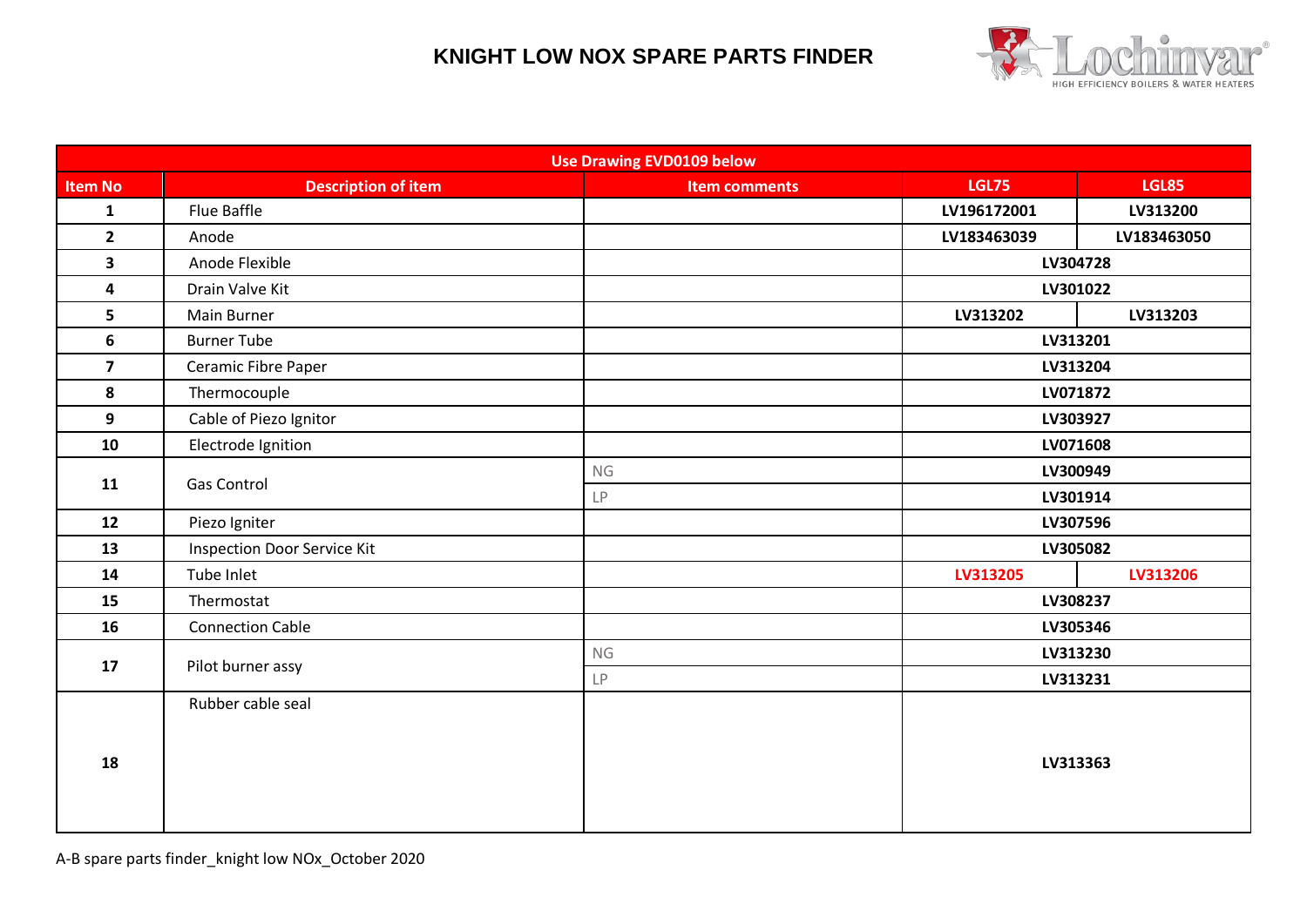# KNIGHT LOW NOX SPARE PARTS FINDER

| Use Drawing EVD0109 below | | | | |
|---|---|---|---|---|
| **Item No** | **Description of item** | **Item comments** | **LGL75** | **LGL85** |
| 1 | Flue Baffle | | LV196172001 | LV313200 |
| 2 | Anode | | LV183463039 | LV183463050 |
| 3 | Anode Flexible | | LV304728 | |
| 4 | Drain Valve Kit | | LV301022 | |
| 5 | Main Burner | | LV313202 | LV313203 |
| 6 | Burner Tube | | LV313201 | |
| 7 | Ceramic Fibre Paper | | LV313204 | |
| 8 | Thermocouple | | LV071872 | |
| 9 | Cable of Piezo Ignitor | | LV303927 | |
| 10 | Electrode Ignition | | LV071608 | |
| 11 | Gas Control | NG | LV300949 | |
| | | LP | LV301914 | |
| 12 | Piezo Igniter | | LV307596 | |
| 13 | Inspection Door Service Kit | | LV305082 | |
| 14 | Tube Inlet | | LV313205 | LV313206 |
| 15 | Thermostat | | LV308237 | |
| 16 | Connection Cable | | LV305346 | |
| 17 | Pilot burner assy | NG | LV313230 | |
| | | LP | LV313231 | |
| 18 | Rubber cable seal | | LV313363 | |

A-B spare parts finder_knight low NOx_October 2020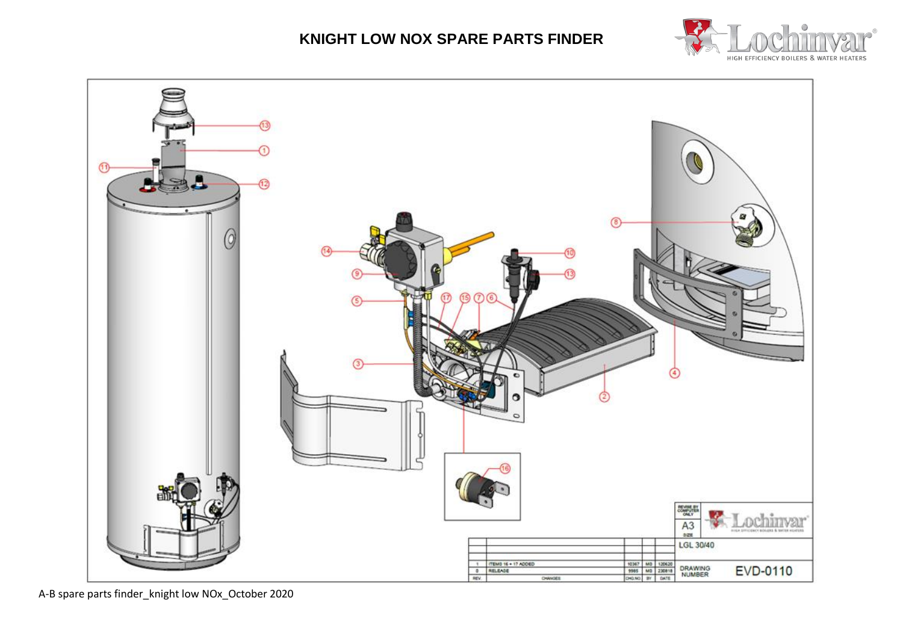# KNIGHT LOW NOX SPARE PARTS FINDER

| | | | | | |
|---|---|---|---|---|---|
| 1 | ITEMS 16 + 17 ADDED | 10367 | MS | 120620 | |
| 0 | RELEASE | 9985 | MS | 230818 | |
| REV. | CHANGES | CHG.NO | BY | DATE | |

A3 SIZE

LGL 30/40

DRAWING NUMBER EVD-0110

A-B spare parts finder_knight low NOx_October 2020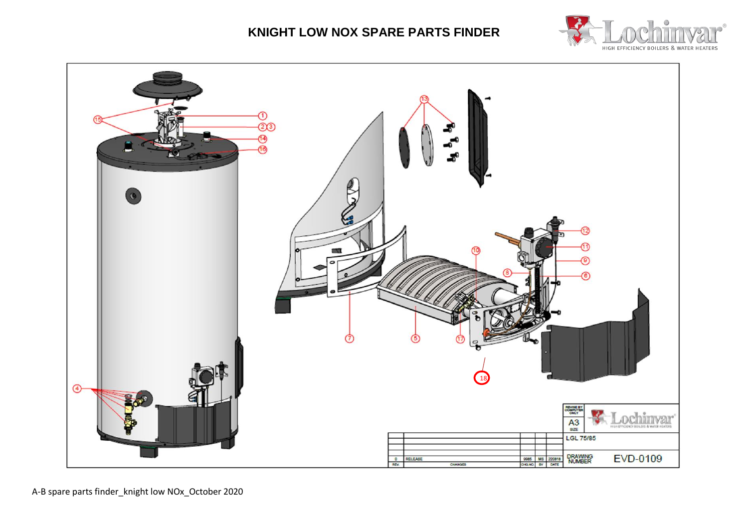# KNIGHT LOW NOX SPARE PARTS FINDER

1
2 3
14
16
15
13
12
11
9
6
8
10
4
7
5
17
18

| | | | | |
|---|---|---|---|---|
| 0 | RELEASE | 9985 | MS | 220818 |
| REV. | CHANGES | CHG.NO. | BY | DATE |

REVISE BY COMPUTER ONLY

A3

SIZE

LGL 75/85

DRAWING NUMBER EVD-0109

A-B spare parts finder_knight low NOx_October 2020